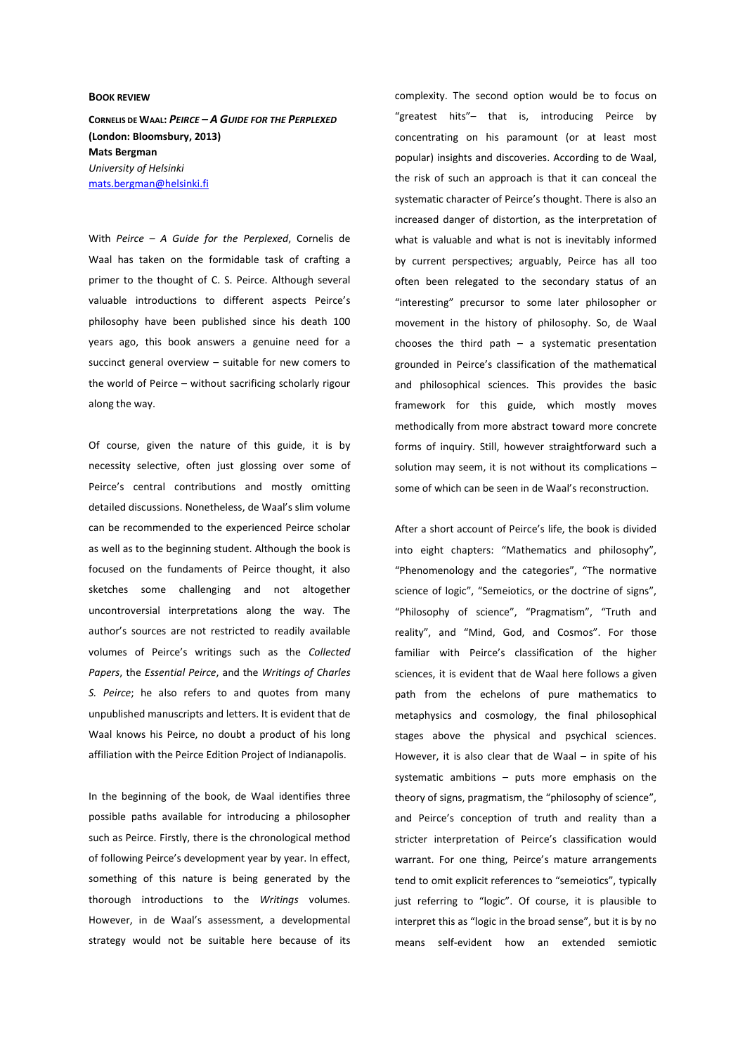**BOOK REVIEW**

**CORNELIS DE WAAL: *PEIRCE – A GUIDE FOR THE PERPLEXED* (London: Bloomsbury, 2013)**
**Mats Bergman**
*University of Helsinki*
mats.bergman@helsinki.fi

With *Peirce – A Guide for the Perplexed*, Cornelis de Waal has taken on the formidable task of crafting a primer to the thought of C. S. Peirce. Although several valuable introductions to different aspects Peirce's philosophy have been published since his death 100 years ago, this book answers a genuine need for a succinct general overview – suitable for new comers to the world of Peirce – without sacrificing scholarly rigour along the way.

Of course, given the nature of this guide, it is by necessity selective, often just glossing over some of Peirce's central contributions and mostly omitting detailed discussions. Nonetheless, de Waal's slim volume can be recommended to the experienced Peirce scholar as well as to the beginning student. Although the book is focused on the fundaments of Peirce thought, it also sketches some challenging and not altogether uncontroversial interpretations along the way. The author's sources are not restricted to readily available volumes of Peirce's writings such as the *Collected Papers*, the *Essential Peirce*, and the *Writings of Charles S. Peirce*; he also refers to and quotes from many unpublished manuscripts and letters. It is evident that de Waal knows his Peirce, no doubt a product of his long affiliation with the Peirce Edition Project of Indianapolis.

In the beginning of the book, de Waal identifies three possible paths available for introducing a philosopher such as Peirce. Firstly, there is the chronological method of following Peirce's development year by year. In effect, something of this nature is being generated by the thorough introductions to the *Writings* volumes. However, in de Waal's assessment, a developmental strategy would not be suitable here because of its complexity. The second option would be to focus on "greatest hits"– that is, introducing Peirce by concentrating on his paramount (or at least most popular) insights and discoveries. According to de Waal, the risk of such an approach is that it can conceal the systematic character of Peirce's thought. There is also an increased danger of distortion, as the interpretation of what is valuable and what is not is inevitably informed by current perspectives; arguably, Peirce has all too often been relegated to the secondary status of an "interesting" precursor to some later philosopher or movement in the history of philosophy. So, de Waal chooses the third path – a systematic presentation grounded in Peirce's classification of the mathematical and philosophical sciences. This provides the basic framework for this guide, which mostly moves methodically from more abstract toward more concrete forms of inquiry. Still, however straightforward such a solution may seem, it is not without its complications – some of which can be seen in de Waal's reconstruction.

After a short account of Peirce's life, the book is divided into eight chapters: "Mathematics and philosophy", "Phenomenology and the categories", "The normative science of logic", "Semeiotics, or the doctrine of signs", "Philosophy of science", "Pragmatism", "Truth and reality", and "Mind, God, and Cosmos". For those familiar with Peirce's classification of the higher sciences, it is evident that de Waal here follows a given path from the echelons of pure mathematics to metaphysics and cosmology, the final philosophical stages above the physical and psychical sciences. However, it is also clear that de Waal – in spite of his systematic ambitions – puts more emphasis on the theory of signs, pragmatism, the "philosophy of science", and Peirce's conception of truth and reality than a stricter interpretation of Peirce's classification would warrant. For one thing, Peirce's mature arrangements tend to omit explicit references to "semeiotics", typically just referring to "logic". Of course, it is plausible to interpret this as "logic in the broad sense", but it is by no means self-evident how an extended semiotic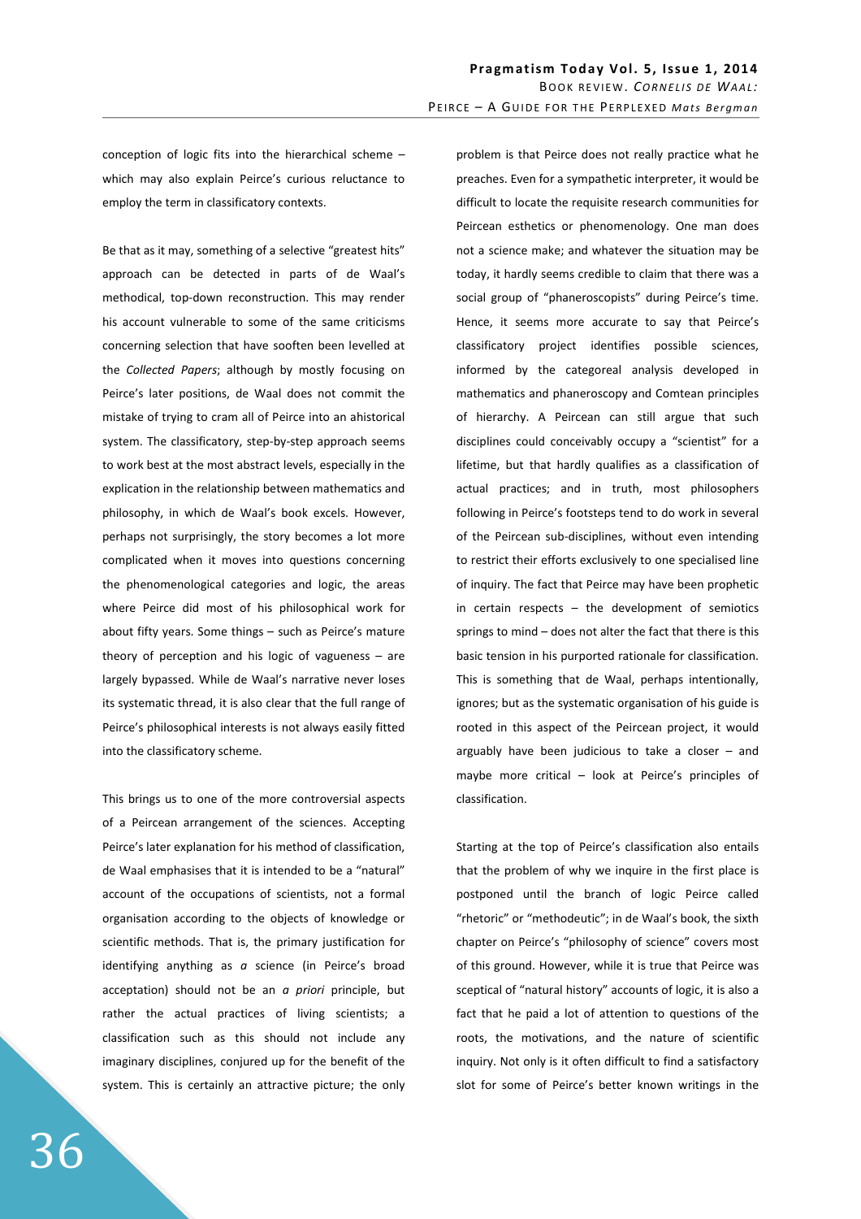conception of logic fits into the hierarchical scheme – which may also explain Peirce's curious reluctance to employ the term in classificatory contexts.

Be that as it may, something of a selective "greatest hits" approach can be detected in parts of de Waal's methodical, top-down reconstruction. This may render his account vulnerable to some of the same criticisms concerning selection that have sooften been levelled at the *Collected Papers*; although by mostly focusing on Peirce's later positions, de Waal does not commit the mistake of trying to cram all of Peirce into an ahistorical system. The classificatory, step-by-step approach seems to work best at the most abstract levels, especially in the explication in the relationship between mathematics and philosophy, in which de Waal's book excels. However, perhaps not surprisingly, the story becomes a lot more complicated when it moves into questions concerning the phenomenological categories and logic, the areas where Peirce did most of his philosophical work for about fifty years. Some things – such as Peirce's mature theory of perception and his logic of vagueness – are largely bypassed. While de Waal's narrative never loses its systematic thread, it is also clear that the full range of Peirce's philosophical interests is not always easily fitted into the classificatory scheme.

This brings us to one of the more controversial aspects of a Peircean arrangement of the sciences. Accepting Peirce's later explanation for his method of classification, de Waal emphasises that it is intended to be a "natural" account of the occupations of scientists, not a formal organisation according to the objects of knowledge or scientific methods. That is, the primary justification for identifying anything as *a* science (in Peirce's broad acceptation) should not be an *a priori* principle, but rather the actual practices of living scientists; a classification such as this should not include any imaginary disciplines, conjured up for the benefit of the system. This is certainly an attractive picture; the only problem is that Peirce does not really practice what he preaches. Even for a sympathetic interpreter, it would be difficult to locate the requisite research communities for Peircean esthetics or phenomenology. One man does not a science make; and whatever the situation may be today, it hardly seems credible to claim that there was a social group of "phaneroscopists" during Peirce's time. Hence, it seems more accurate to say that Peirce's classificatory project identifies possible sciences, informed by the categoreal analysis developed in mathematics and phaneroscopy and Comtean principles of hierarchy. A Peircean can still argue that such disciplines could conceivably occupy a "scientist" for a lifetime, but that hardly qualifies as a classification of actual practices; and in truth, most philosophers following in Peirce's footsteps tend to do work in several of the Peircean sub-disciplines, without even intending to restrict their efforts exclusively to one specialised line of inquiry. The fact that Peirce may have been prophetic in certain respects – the development of semiotics springs to mind – does not alter the fact that there is this basic tension in his purported rationale for classification. This is something that de Waal, perhaps intentionally, ignores; but as the systematic organisation of his guide is rooted in this aspect of the Peircean project, it would arguably have been judicious to take a closer – and maybe more critical – look at Peirce's principles of classification.

Starting at the top of Peirce's classification also entails that the problem of why we inquire in the first place is postponed until the branch of logic Peirce called "rhetoric" or "methodeutic"; in de Waal's book, the sixth chapter on Peirce's "philosophy of science" covers most of this ground. However, while it is true that Peirce was sceptical of "natural history" accounts of logic, it is also a fact that he paid a lot of attention to questions of the roots, the motivations, and the nature of scientific inquiry. Not only is it often difficult to find a satisfactory slot for some of Peirce's better known writings in the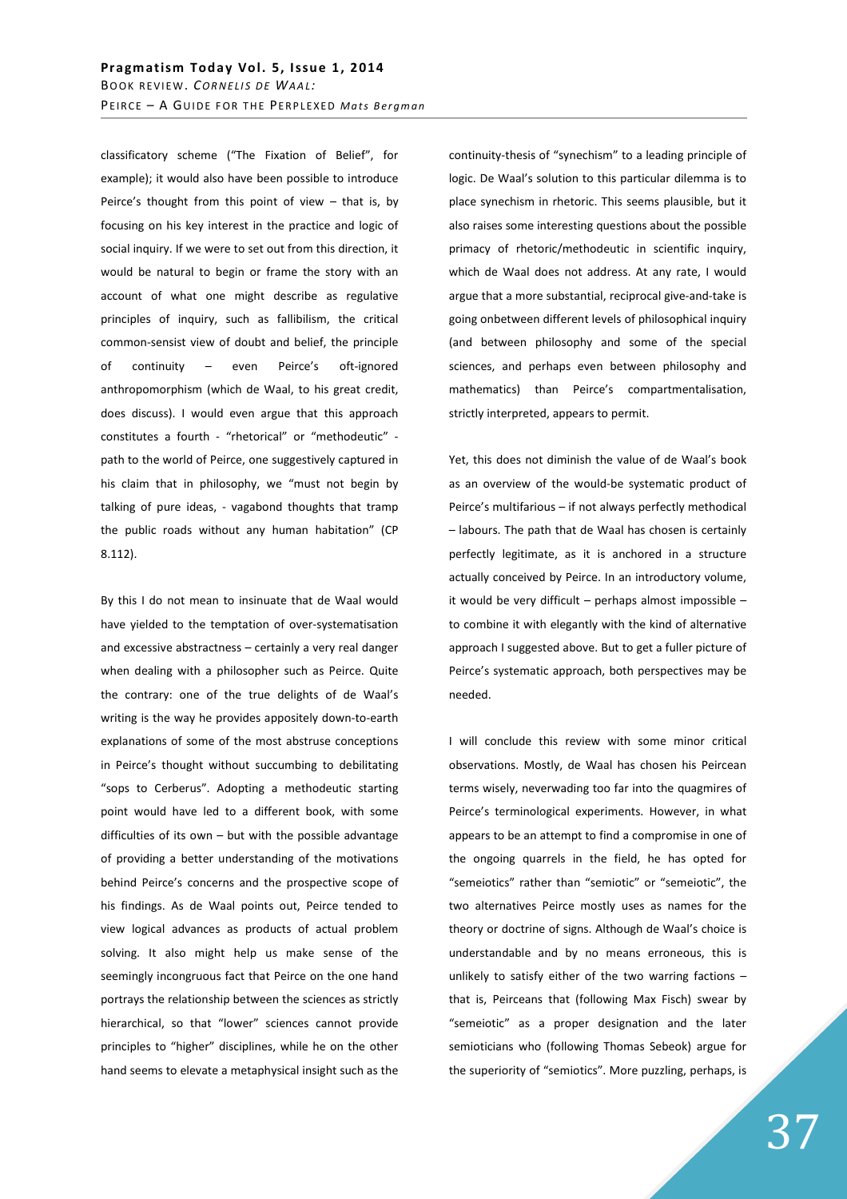classificatory scheme ("The Fixation of Belief", for example); it would also have been possible to introduce Peirce's thought from this point of view – that is, by focusing on his key interest in the practice and logic of social inquiry. If we were to set out from this direction, it would be natural to begin or frame the story with an account of what one might describe as regulative principles of inquiry, such as fallibilism, the critical common-sensist view of doubt and belief, the principle of continuity – even Peirce's oft-ignored anthropomorphism (which de Waal, to his great credit, does discuss). I would even argue that this approach constitutes a fourth - "rhetorical" or "methodeutic" - path to the world of Peirce, one suggestively captured in his claim that in philosophy, we "must not begin by talking of pure ideas, - vagabond thoughts that tramp the public roads without any human habitation" (CP 8.112).

By this I do not mean to insinuate that de Waal would have yielded to the temptation of over-systematisation and excessive abstractness – certainly a very real danger when dealing with a philosopher such as Peirce. Quite the contrary: one of the true delights of de Waal's writing is the way he provides appositely down-to-earth explanations of some of the most abstruse conceptions in Peirce's thought without succumbing to debilitating "sops to Cerberus". Adopting a methodeutic starting point would have led to a different book, with some difficulties of its own – but with the possible advantage of providing a better understanding of the motivations behind Peirce's concerns and the prospective scope of his findings. As de Waal points out, Peirce tended to view logical advances as products of actual problem solving. It also might help us make sense of the seemingly incongruous fact that Peirce on the one hand portrays the relationship between the sciences as strictly hierarchical, so that "lower" sciences cannot provide principles to "higher" disciplines, while he on the other hand seems to elevate a metaphysical insight such as the continuity-thesis of "synechism" to a leading principle of logic. De Waal's solution to this particular dilemma is to place synechism in rhetoric. This seems plausible, but it also raises some interesting questions about the possible primacy of rhetoric/methodeutic in scientific inquiry, which de Waal does not address. At any rate, I would argue that a more substantial, reciprocal give-and-take is going onbetween different levels of philosophical inquiry (and between philosophy and some of the special sciences, and perhaps even between philosophy and mathematics) than Peirce's compartmentalisation, strictly interpreted, appears to permit.

Yet, this does not diminish the value of de Waal's book as an overview of the would-be systematic product of Peirce's multifarious – if not always perfectly methodical – labours. The path that de Waal has chosen is certainly perfectly legitimate, as it is anchored in a structure actually conceived by Peirce. In an introductory volume, it would be very difficult – perhaps almost impossible – to combine it with elegantly with the kind of alternative approach I suggested above. But to get a fuller picture of Peirce's systematic approach, both perspectives may be needed.

I will conclude this review with some minor critical observations. Mostly, de Waal has chosen his Peircean terms wisely, neverwading too far into the quagmires of Peirce's terminological experiments. However, in what appears to be an attempt to find a compromise in one of the ongoing quarrels in the field, he has opted for "semeiotics" rather than "semiotic" or "semeiotic", the two alternatives Peirce mostly uses as names for the theory or doctrine of signs. Although de Waal's choice is understandable and by no means erroneous, this is unlikely to satisfy either of the two warring factions – that is, Peirceans that (following Max Fisch) swear by "semeiotic" as a proper designation and the later semioticians who (following Thomas Sebeok) argue for the superiority of "semiotics". More puzzling, perhaps, is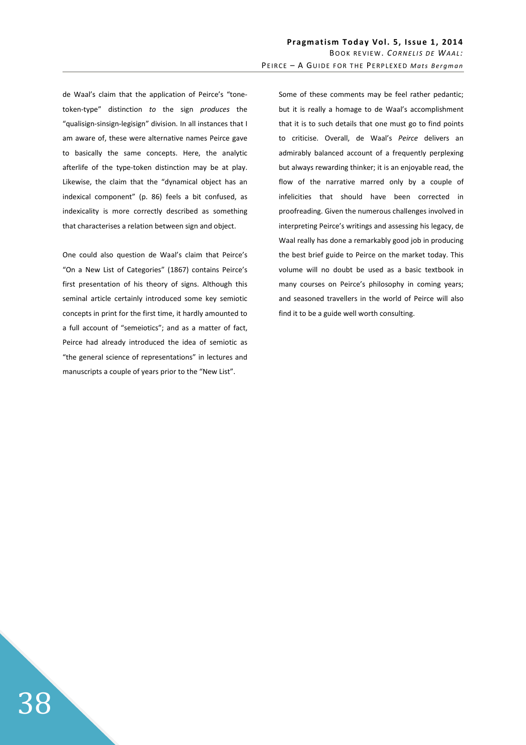de Waal's claim that the application of Peirce's "tone-token-type" distinction *to* the sign *produces* the "qualisign-sinsign-legisign" division. In all instances that I am aware of, these were alternative names Peirce gave to basically the same concepts. Here, the analytic afterlife of the type-token distinction may be at play. Likewise, the claim that the "dynamical object has an indexical component" (p. 86) feels a bit confused, as indexicality is more correctly described as something that characterises a relation between sign and object.

One could also question de Waal's claim that Peirce's "On a New List of Categories" (1867) contains Peirce's first presentation of his theory of signs. Although this seminal article certainly introduced some key semiotic concepts in print for the first time, it hardly amounted to a full account of "semeiotics"; and as a matter of fact, Peirce had already introduced the idea of semiotic as "the general science of representations" in lectures and manuscripts a couple of years prior to the "New List".

Some of these comments may be feel rather pedantic; but it is really a homage to de Waal's accomplishment that it is to such details that one must go to find points to criticise. Overall, de Waal's *Peirce* delivers an admirably balanced account of a frequently perplexing but always rewarding thinker; it is an enjoyable read, the flow of the narrative marred only by a couple of infelicities that should have been corrected in proofreading. Given the numerous challenges involved in interpreting Peirce's writings and assessing his legacy, de Waal really has done a remarkably good job in producing the best brief guide to Peirce on the market today. This volume will no doubt be used as a basic textbook in many courses on Peirce's philosophy in coming years; and seasoned travellers in the world of Peirce will also find it to be a guide well worth consulting.